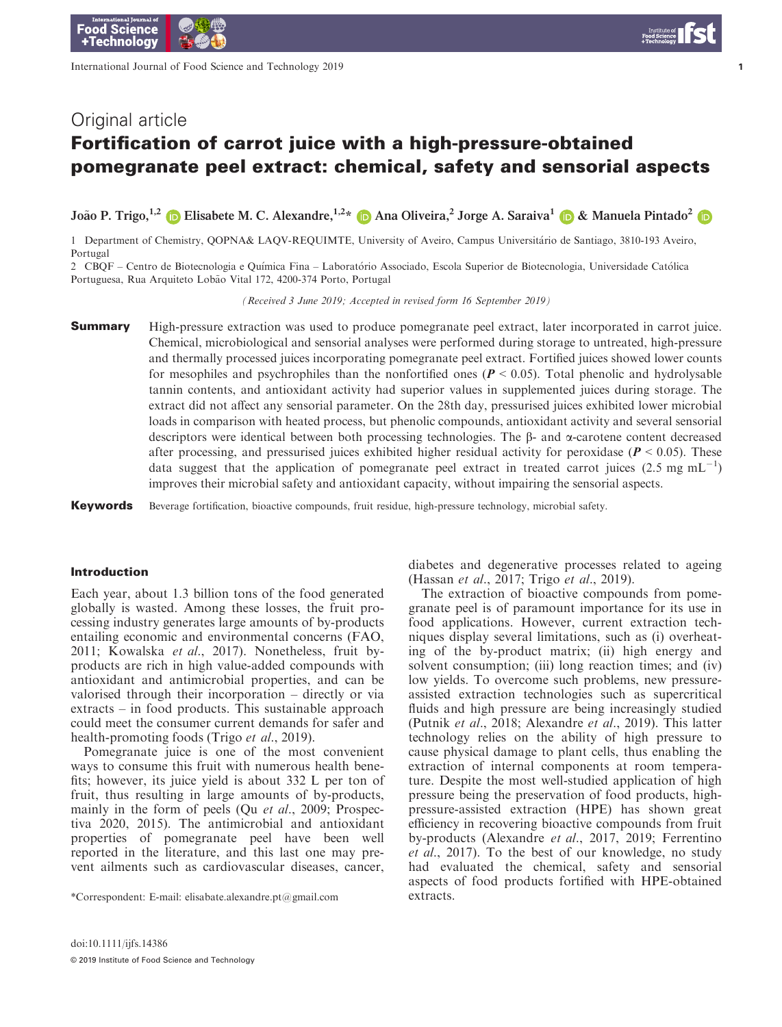Original article

# Fortification of carrot juice with a high-pressure-obtained pomegranate peel extract: chemical, safety and sensorial aspects

**João P. Trigo,[1,2] Elisabete M. C. Alexandre,[1,2]* Ana Oliveira,[2] Jorge A. Saraiva[1] & Manuela Pintado[2]**

1 Department of Chemistry, QOPNA& LAQV-REQUIMTE, University of Aveiro, Campus Universitário de Santiago, 3810-193 Aveiro, Portugal

2 CBQF – Centro de Biotecnologia e Química Fina – Laboratório Associado, Escola Superior de Biotecnologia, Universidade Católica Portuguesa, Rua Arquiteto Lobão Vital 172, 4200-374 Porto, Portugal

(Received 3 June 2019; Accepted in revised form 16 September 2019)

**Summary** High-pressure extraction was used to produce pomegranate peel extract, later incorporated in carrot juice. Chemical, microbiological and sensorial analyses were performed during storage to untreated, high-pressure and thermally processed juices incorporating pomegranate peel extract. Fortified juices showed lower counts for mesophiles and psychrophiles than the nonfortified ones ($P < 0.05$). Total phenolic and hydrolysable tannin contents, and antioxidant activity had superior values in supplemented juices during storage. The extract did not affect any sensorial parameter. On the 28th day, pressurised juices exhibited lower microbial loads in comparison with heated process, but phenolic compounds, antioxidant activity and several sensorial descriptors were identical between both processing technologies. The β- and α-carotene content decreased after processing, and pressurised juices exhibited higher residual activity for peroxidase ($P < 0.05$). These data suggest that the application of pomegranate peel extract in treated carrot juices (2.5 mg $mL^{-1}$) improves their microbial safety and antioxidant capacity, without impairing the sensorial aspects.

**Keywords** Beverage fortification, bioactive compounds, fruit residue, high-pressure technology, microbial safety.

## Introduction

Each year, about 1.3 billion tons of the food generated globally is wasted. Among these losses, the fruit processing industry generates large amounts of by-products entailing economic and environmental concerns (FAO, 2011; Kowalska *et al.*, 2017). Nonetheless, fruit by-products are rich in high value-added compounds with antioxidant and antimicrobial properties, and can be valorised through their incorporation – directly or via extracts – in food products. This sustainable approach could meet the consumer current demands for safer and health-promoting foods (Trigo *et al.*, 2019).

Pomegranate juice is one of the most convenient ways to consume this fruit with numerous health benefits; however, its juice yield is about 332 L per ton of fruit, thus resulting in large amounts of by-products, mainly in the form of peels (Qu *et al.*, 2009; Prospectiva 2020, 2015). The antimicrobial and antioxidant properties of pomegranate peel have been well reported in the literature, and this last one may prevent ailments such as cardiovascular diseases, cancer, diabetes and degenerative processes related to ageing (Hassan *et al.*, 2017; Trigo *et al.*, 2019).

The extraction of bioactive compounds from pomegranate peel is of paramount importance for its use in food applications. However, current extraction techniques display several limitations, such as (i) overheating of the by-product matrix; (ii) high energy and solvent consumption; (iii) long reaction times; and (iv) low yields. To overcome such problems, new pressure-assisted extraction technologies such as supercritical fluids and high pressure are being increasingly studied (Putnik *et al.*, 2018; Alexandre *et al.*, 2019). This latter technology relies on the ability of high pressure to cause physical damage to plant cells, thus enabling the extraction of internal components at room temperature. Despite the most well-studied application of high pressure being the preservation of food products, high-pressure-assisted extraction (HPE) has shown great efficiency in recovering bioactive compounds from fruit by-products (Alexandre *et al.*, 2017, 2019; Ferrentino *et al.*, 2017). To the best of our knowledge, no study had evaluated the chemical, safety and sensorial aspects of food products fortified with HPE-obtained extracts.

*Correspondent: E-mail: elisabate.alexandre.pt@gmail.com

doi:10.1111/ijfs.14386

© 2019 Institute of Food Science and Technology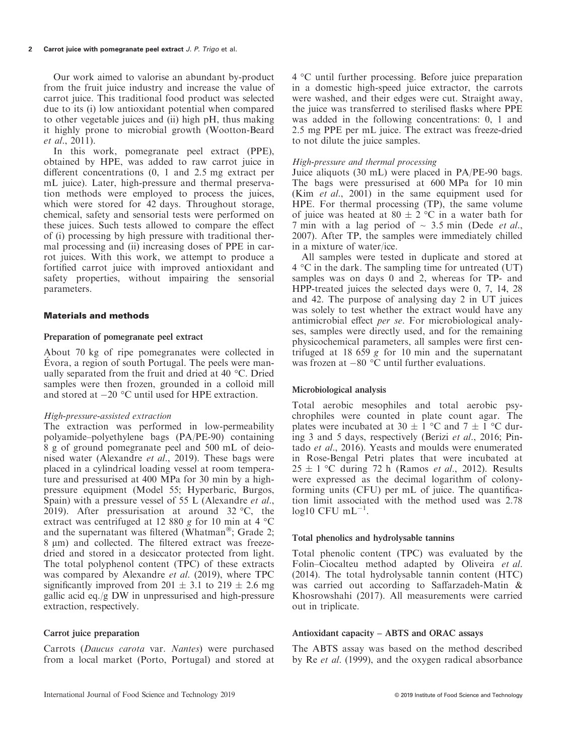Our work aimed to valorise an abundant by-product from the fruit juice industry and increase the value of carrot juice. This traditional food product was selected due to its (i) low antioxidant potential when compared to other vegetable juices and (ii) high pH, thus making it highly prone to microbial growth (Wootton-Beard *et al*., 2011).

In this work, pomegranate peel extract (PPE), obtained by HPE, was added to raw carrot juice in different concentrations (0, 1 and 2.5 mg extract per mL juice). Later, high-pressure and thermal preservation methods were employed to process the juices, which were stored for 42 days. Throughout storage, chemical, safety and sensorial tests were performed on these juices. Such tests allowed to compare the effect of (i) processing by high pressure with traditional thermal processing and (ii) increasing doses of PPE in carrot juices. With this work, we attempt to produce a fortified carrot juice with improved antioxidant and safety properties, without impairing the sensorial parameters.

## Materials and methods

### Preparation of pomegranate peel extract

About 70 kg of ripe pomegranates were collected in Évora, a region of south Portugal. The peels were manually separated from the fruit and dried at 40 °C. Dried samples were then frozen, grounded in a colloid mill and stored at −20 °C until used for HPE extraction.

#### *High-pressure-assisted extraction*

The extraction was performed in low-permeability polyamide–polyethylene bags (PA/PE-90) containing 8 g of ground pomegranate peel and 500 mL of deionised water (Alexandre *et al*., 2019). These bags were placed in a cylindrical loading vessel at room temperature and pressurised at 400 MPa for 30 min by a high-pressure equipment (Model 55; Hyperbaric, Burgos, Spain) with a pressure vessel of 55 L (Alexandre *et al*., 2019). After pressurisation at around 32 °C, the extract was centrifuged at 12 880 *g* for 10 min at 4 °C and the supernatant was filtered (Whatman®; Grade 2; 8 μm) and collected. The filtered extract was freeze-dried and stored in a desiccator protected from light. The total polyphenol content (TPC) of these extracts was compared by Alexandre *et al*. (2019), where TPC significantly improved from 201 ± 3.1 to 219 ± 2.6 mg gallic acid eq./g DW in unpressurised and high-pressure extraction, respectively.

### Carrot juice preparation

Carrots (*Daucus carota* var. *Nantes*) were purchased from a local market (Porto, Portugal) and stored at 4 °C until further processing. Before juice preparation in a domestic high-speed juice extractor, the carrots were washed, and their edges were cut. Straight away, the juice was transferred to sterilised flasks where PPE was added in the following concentrations: 0, 1 and 2.5 mg PPE per mL juice. The extract was freeze-dried to not dilute the juice samples.

#### *High-pressure and thermal processing*

Juice aliquots (30 mL) were placed in PA/PE-90 bags. The bags were pressurised at 600 MPa for 10 min (Kim *et al*., 2001) in the same equipment used for HPE. For thermal processing (TP), the same volume of juice was heated at 80 ± 2 °C in a water bath for 7 min with a lag period of ~ 3.5 min (Dede *et al*., 2007). After TP, the samples were immediately chilled in a mixture of water/ice.

All samples were tested in duplicate and stored at 4 °C in the dark. The sampling time for untreated (UT) samples was on days 0 and 2, whereas for TP- and HPP-treated juices the selected days were 0, 7, 14, 28 and 42. The purpose of analysing day 2 in UT juices was solely to test whether the extract would have any antimicrobial effect *per se*. For microbiological analyses, samples were directly used, and for the remaining physicochemical parameters, all samples were first centrifuged at 18 659 *g* for 10 min and the supernatant was frozen at −80 °C until further evaluations.

### Microbiological analysis

Total aerobic mesophiles and total aerobic psychrophiles were counted in plate count agar. The plates were incubated at 30 ± 1 °C and 7 ± 1 °C during 3 and 5 days, respectively (Berizi *et al*., 2016; Pintado *et al*., 2016). Yeasts and moulds were enumerated in Rose-Bengal Petri plates that were incubated at 25 ± 1 °C during 72 h (Ramos *et al*., 2012). Results were expressed as the decimal logarithm of colony-forming units (CFU) per mL of juice. The quantification limit associated with the method used was 2.78 log10 CFU $mL^{-1}$.

### Total phenolics and hydrolysable tannins

Total phenolic content (TPC) was evaluated by the Folin–Ciocalteu method adapted by Oliveira *et al*. (2014). The total hydrolysable tannin content (HTC) was carried out according to Saffarzadeh-Matin & Khosrowshahi (2017). All measurements were carried out in triplicate.

### Antioxidant capacity – ABTS and ORAC assays

The ABTS assay was based on the method described by Re *et al*. (1999), and the oxygen radical absorbance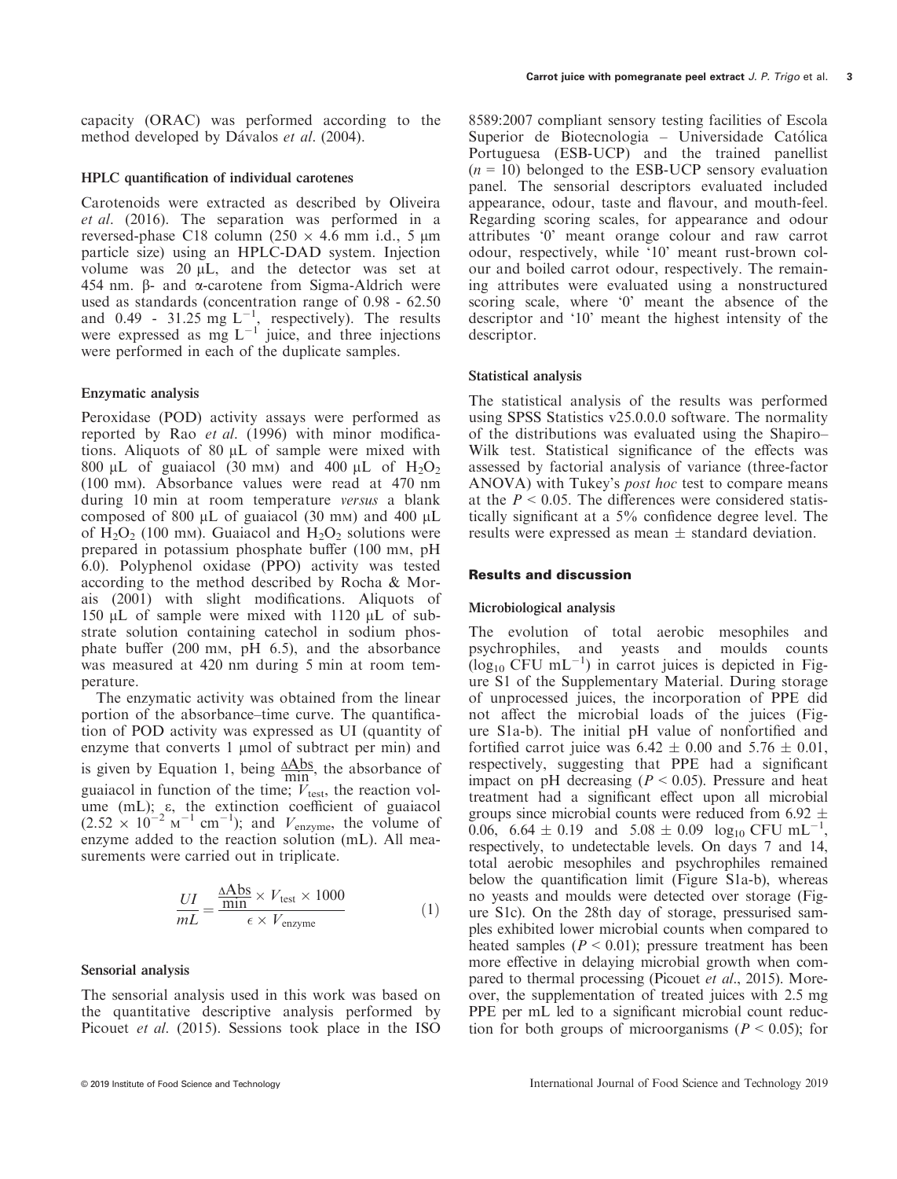capacity (ORAC) was performed according to the method developed by Dávalos *et al*. (2004).

### HPLC quantification of individual carotenes

Carotenoids were extracted as described by Oliveira *et al*. (2016). The separation was performed in a reversed-phase C18 column (250 × 4.6 mm i.d., 5 µm particle size) using an HPLC-DAD system. Injection volume was 20 µL, and the detector was set at 454 nm. β- and α-carotene from Sigma-Aldrich were used as standards (concentration range of 0.98 - 62.50 and 0.49 - 31.25 mg $L^{-1}$, respectively). The results were expressed as mg $L^{-1}$ juice, and three injections were performed in each of the duplicate samples.

### Enzymatic analysis

Peroxidase (POD) activity assays were performed as reported by Rao *et al*. (1996) with minor modifications. Aliquots of 80 µL of sample were mixed with 800 µL of guaiacol (30 mM) and 400 µL of $H_2O_2$ (100 mM). Absorbance values were read at 470 nm during 10 min at room temperature *versus* a blank composed of 800 µL of guaiacol (30 mM) and 400 µL of $H_2O_2$ (100 mM). Guaiacol and $H_2O_2$ solutions were prepared in potassium phosphate buffer (100 mM, pH 6.0). Polyphenol oxidase (PPO) activity was tested according to the method described by Rocha & Morais (2001) with slight modifications. Aliquots of 150 µL of sample were mixed with 1120 µL of substrate solution containing catechol in sodium phosphate buffer (200 mM, pH 6.5), and the absorbance was measured at 420 nm during 5 min at room temperature.

The enzymatic activity was obtained from the linear portion of the absorbance–time curve. The quantification of POD activity was expressed as UI (quantity of enzyme that converts 1 µmol of subtract per min) and is given by Equation 1, being $\frac{\Delta \text{Abs}}{\text{min}}$, the absorbance of guaiacol in function of the time; $V_{\text{test}}$, the reaction volume (mL); ε, the extinction coefficient of guaiacol ($2.52 \times 10^{-2}$ $M^{-1}$ $cm^{-1}$); and $V_{\text{enzyme}}$, the volume of enzyme added to the reaction solution (mL). All measurements were carried out in triplicate.

$$\frac{UI}{mL} = \frac{\frac{\Delta \text{Abs}}{\text{min}} \times V_{\text{test}} \times 1000}{\epsilon \times V_{\text{enzyme}}} \tag{1}$$

### Sensorial analysis

The sensorial analysis used in this work was based on the quantitative descriptive analysis performed by Picouet *et al*. (2015). Sessions took place in the ISO 8589:2007 compliant sensory testing facilities of Escola Superior de Biotecnologia – Universidade Católica Portuguesa (ESB-UCP) and the trained panellist ($n = 10$) belonged to the ESB-UCP sensory evaluation panel. The sensorial descriptors evaluated included appearance, odour, taste and flavour, and mouth-feel. Regarding scoring scales, for appearance and odour attributes '0' meant orange colour and raw carrot odour, respectively, while '10' meant rust-brown colour and boiled carrot odour, respectively. The remaining attributes were evaluated using a nonstructured scoring scale, where '0' meant the absence of the descriptor and '10' meant the highest intensity of the descriptor.

### Statistical analysis

The statistical analysis of the results was performed using SPSS Statistics v25.0.0.0 software. The normality of the distributions was evaluated using the Shapiro–Wilk test. Statistical significance of the effects was assessed by factorial analysis of variance (three-factor ANOVA) with Tukey's *post hoc* test to compare means at the $P < 0.05$. The differences were considered statistically significant at a 5% confidence degree level. The results were expressed as mean ± standard deviation.

## Results and discussion

### Microbiological analysis

The evolution of total aerobic mesophiles and psychrophiles, and yeasts and moulds counts ($\log_{10}$ CFU $mL^{-1}$) in carrot juices is depicted in Figure S1 of the Supplementary Material. During storage of unprocessed juices, the incorporation of PPE did not affect the microbial loads of the juices (Figure S1a-b). The initial pH value of nonfortified and fortified carrot juice was 6.42 ± 0.00 and 5.76 ± 0.01, respectively, suggesting that PPE had a significant impact on pH decreasing ($P < 0.05$). Pressure and heat treatment had a significant effect upon all microbial groups since microbial counts were reduced from 6.92 ± 0.06, 6.64 ± 0.19 and 5.08 ± 0.09 $\log_{10}$ CFU $mL^{-1}$, respectively, to undetectable levels. On days 7 and 14, total aerobic mesophiles and psychrophiles remained below the quantification limit (Figure S1a-b), whereas no yeasts and moulds were detected over storage (Figure S1c). On the 28th day of storage, pressurised samples exhibited lower microbial counts when compared to heated samples ($P < 0.01$); pressure treatment has been more effective in delaying microbial growth when compared to thermal processing (Picouet *et al*., 2015). Moreover, the supplementation of treated juices with 2.5 mg PPE per mL led to a significant microbial count reduction for both groups of microorganisms ($P < 0.05$); for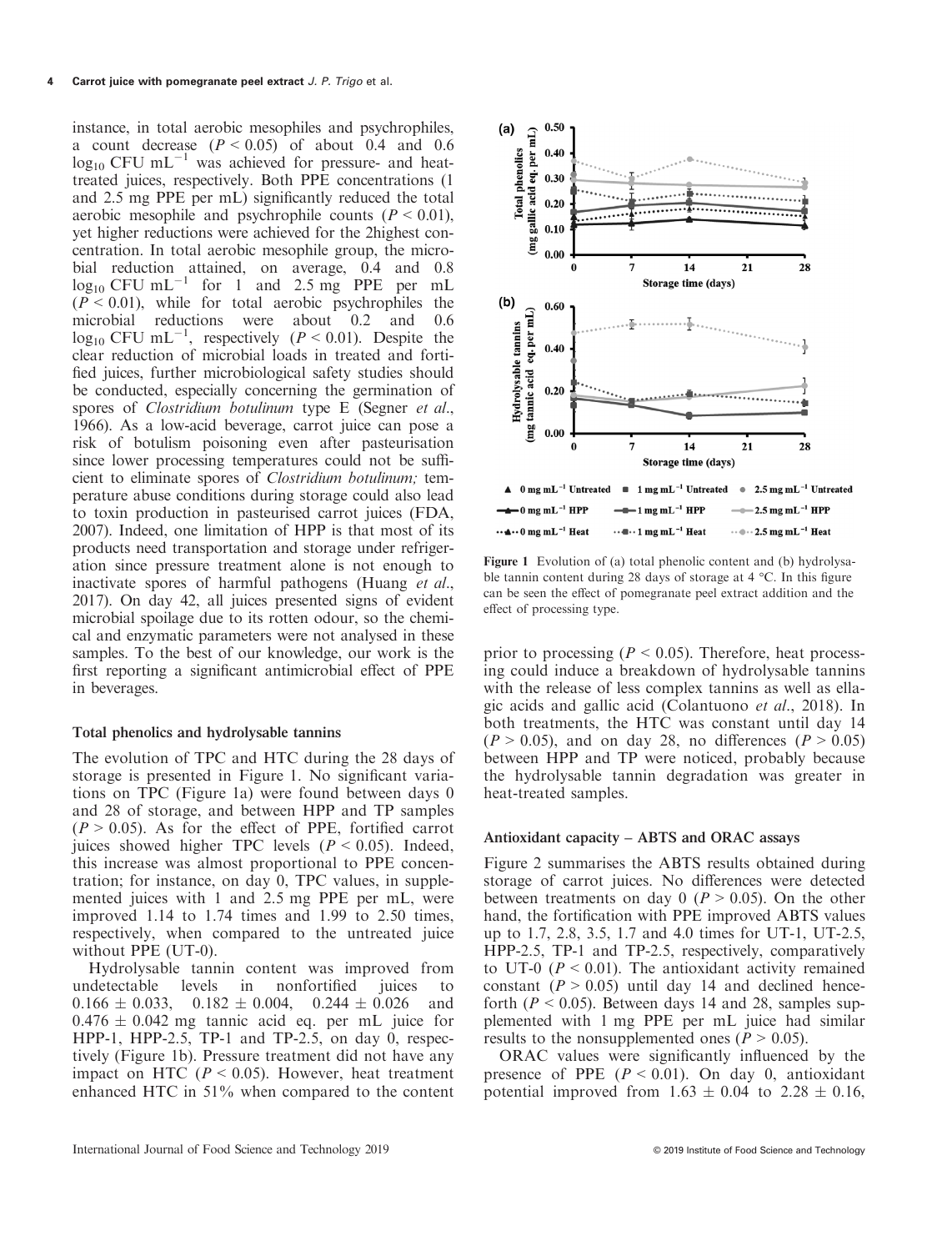instance, in total aerobic mesophiles and psychrophiles, a count decrease ($P < 0.05$) of about 0.4 and 0.6 $\log_{10}$ CFU $mL^{-1}$ was achieved for pressure- and heat-treated juices, respectively. Both PPE concentrations (1 and 2.5 mg PPE per mL) significantly reduced the total aerobic mesophile and psychrophile counts ($P < 0.01$), yet higher reductions were achieved for the 2highest concentration. In total aerobic mesophile group, the microbial reduction attained, on average, 0.4 and 0.8 $\log_{10}$ CFU $mL^{-1}$ for 1 and 2.5 mg PPE per mL ($P < 0.01$), while for total aerobic psychrophiles the microbial reductions were about 0.2 and 0.6 $\log_{10}$ CFU $mL^{-1}$, respectively ($P < 0.01$). Despite the clear reduction of microbial loads in treated and fortified juices, further microbiological safety studies should be conducted, especially concerning the germination of spores of *Clostridium botulinum* type E (Segner *et al.*, 1966). As a low-acid beverage, carrot juice can pose a risk of botulism poisoning even after pasteurisation since lower processing temperatures could not be sufficient to eliminate spores of *Clostridium botulinum;* temperature abuse conditions during storage could also lead to toxin production in pasteurised carrot juices (FDA, 2007). Indeed, one limitation of HPP is that most of its products need transportation and storage under refrigeration since pressure treatment alone is not enough to inactivate spores of harmful pathogens (Huang *et al.*, 2017). On day 42, all juices presented signs of evident microbial spoilage due to its rotten odour, so the chemical and enzymatic parameters were not analysed in these samples. To the best of our knowledge, our work is the first reporting a significant antimicrobial effect of PPE in beverages.

### Total phenolics and hydrolysable tannins

The evolution of TPC and HTC during the 28 days of storage is presented in Figure 1. No significant variations on TPC (Figure 1a) were found between days 0 and 28 of storage, and between HPP and TP samples ($P > 0.05$). As for the effect of PPE, fortified carrot juices showed higher TPC levels ($P < 0.05$). Indeed, this increase was almost proportional to PPE concentration; for instance, on day 0, TPC values, in supplemented juices with 1 and 2.5 mg PPE per mL, were improved 1.14 to 1.74 times and 1.99 to 2.50 times, respectively, when compared to the untreated juice without PPE (UT-0).

Hydrolysable tannin content was improved from undetectable levels in nonfortified juices to $0.166 \pm 0.033$, $0.182 \pm 0.004$, $0.244 \pm 0.026$ and $0.476 \pm 0.042$ mg tannic acid eq. per mL juice for HPP-1, HPP-2.5, TP-1 and TP-2.5, on day 0, respectively (Figure 1b). Pressure treatment did not have any impact on HTC ($P < 0.05$). However, heat treatment enhanced HTC in 51% when compared to the content prior to processing ($P < 0.05$). Therefore, heat processing could induce a breakdown of hydrolysable tannins with the release of less complex tannins as well as ellagic acids and gallic acid (Colantuono *et al.*, 2018). In both treatments, the HTC was constant until day 14 ($P > 0.05$), and on day 28, no differences ($P > 0.05$) between HPP and TP were noticed, probably because the hydrolysable tannin degradation was greater in heat-treated samples.

**Figure 1** Evolution of (a) total phenolic content and (b) hydrolysable tannin content during 28 days of storage at 4 °C. In this figure can be seen the effect of pomegranate peel extract addition and the effect of processing type.

### Antioxidant capacity – ABTS and ORAC assays

Figure 2 summarises the ABTS results obtained during storage of carrot juices. No differences were detected between treatments on day 0 ($P > 0.05$). On the other hand, the fortification with PPE improved ABTS values up to 1.7, 2.8, 3.5, 1.7 and 4.0 times for UT-1, UT-2.5, HPP-2.5, TP-1 and TP-2.5, respectively, comparatively to UT-0 ($P < 0.01$). The antioxidant activity remained constant ($P > 0.05$) until day 14 and declined henceforth ($P < 0.05$). Between days 14 and 28, samples supplemented with 1 mg PPE per mL juice had similar results to the nonsupplemented ones ($P > 0.05$).

ORAC values were significantly influenced by the presence of PPE ($P < 0.01$). On day 0, antioxidant potential improved from $1.63 \pm 0.04$ to $2.28 \pm 0.16$,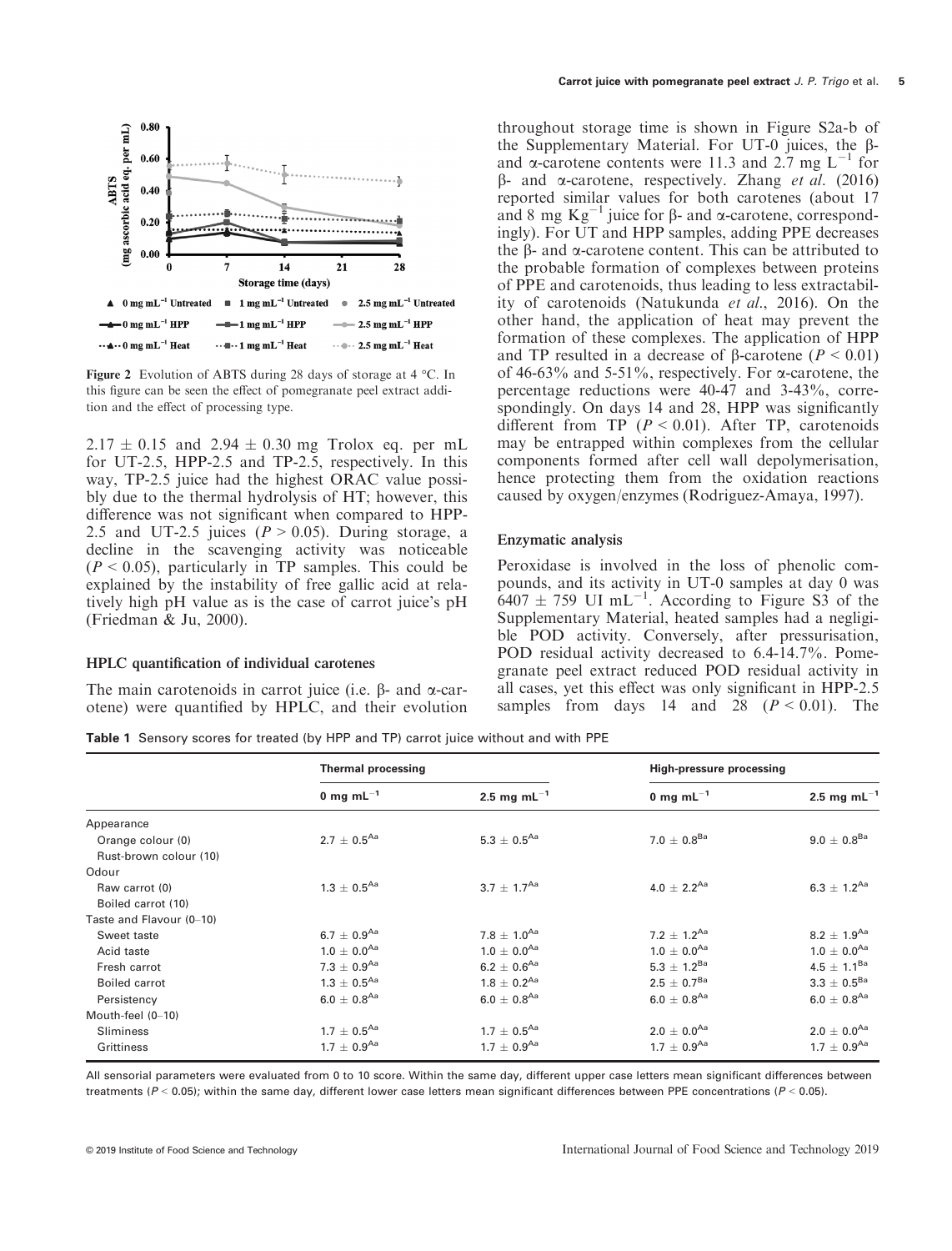Figure 2 Evolution of ABTS during 28 days of storage at 4 °C. In this figure can be seen the effect of pomegranate peel extract addition and the effect of processing type.

$2.17 \pm 0.15$ and $2.94 \pm 0.30$ mg Trolox eq. per mL for UT-2.5, HPP-2.5 and TP-2.5, respectively. In this way, TP-2.5 juice had the highest ORAC value possibly due to the thermal hydrolysis of HT; however, this difference was not significant when compared to HPP-2.5 and UT-2.5 juices ($P > 0.05$). During storage, a decline in the scavenging activity was noticeable ($P < 0.05$), particularly in TP samples. This could be explained by the instability of free gallic acid at relatively high pH value as is the case of carrot juice's pH (Friedman & Ju, 2000).

### HPLC quantification of individual carotenes

The main carotenoids in carrot juice (i.e. β- and α-carotene) were quantified by HPLC, and their evolution throughout storage time is shown in Figure S2a-b of the Supplementary Material. For UT-0 juices, the β- and α-carotene contents were 11.3 and 2.7 mg $L^{-1}$ for β- and α-carotene, respectively. Zhang *et al.* (2016) reported similar values for both carotenes (about 17 and 8 mg $Kg^{-1}$ juice for β- and α-carotene, correspondingly). For UT and HPP samples, adding PPE decreases the β- and α-carotene content. This can be attributed to the probable formation of complexes between proteins of PPE and carotenoids, thus leading to less extractability of carotenoids (Natukunda *et al.*, 2016). On the other hand, the application of heat may prevent the formation of these complexes. The application of HPP and TP resulted in a decrease of β-carotene ($P < 0.01$) of 46-63% and 5-51%, respectively. For α-carotene, the percentage reductions were 40-47 and 3-43%, correspondingly. On days 14 and 28, HPP was significantly different from TP ($P < 0.01$). After TP, carotenoids may be entrapped within complexes from the cellular components formed after cell wall depolymerisation, hence protecting them from the oxidation reactions caused by oxygen/enzymes (Rodriguez-Amaya, 1997).

### Enzymatic analysis

Peroxidase is involved in the loss of phenolic compounds, and its activity in UT-0 samples at day 0 was $6407 \pm 759$ UI $mL^{-1}$. According to Figure S3 of the Supplementary Material, heated samples had a negligible POD activity. Conversely, after pressurisation, POD residual activity decreased to 6.4-14.7%. Pomegranate peel extract reduced POD residual activity in all cases, yet this effect was only significant in HPP-2.5 samples from days 14 and 28 ($P < 0.01$). The

**Table 1** Sensory scores for treated (by HPP and TP) carrot juice without and with PPE

| | Thermal processing | | High-pressure processing | |
|---|---|---|---|---|
| | 0 mg $mL^{-1}$ | 2.5 mg $mL^{-1}$ | 0 mg $mL^{-1}$ | 2.5 mg $mL^{-1}$ |
| Appearance | | | | |
| Orange colour (0) Rust-brown colour (10) | $2.7 \pm 0.5^{Aa}$ | $5.3 \pm 0.5^{Aa}$ | $7.0 \pm 0.8^{Ba}$ | $9.0 \pm 0.8^{Ba}$ |
| Odour | | | | |
| Raw carrot (0) Boiled carrot (10) | $1.3 \pm 0.5^{Aa}$ | $3.7 \pm 1.7^{Aa}$ | $4.0 \pm 2.2^{Aa}$ | $6.3 \pm 1.2^{Aa}$ |
| Taste and Flavour (0–10) | | | | |
| Sweet taste | $6.7 \pm 0.9^{Aa}$ | $7.8 \pm 1.0^{Aa}$ | $7.2 \pm 1.2^{Aa}$ | $8.2 \pm 1.9^{Aa}$ |
| Acid taste | $1.0 \pm 0.0^{Aa}$ | $1.0 \pm 0.0^{Aa}$ | $1.0 \pm 0.0^{Aa}$ | $1.0 \pm 0.0^{Aa}$ |
| Fresh carrot | $7.3 \pm 0.9^{Aa}$ | $6.2 \pm 0.6^{Aa}$ | $5.3 \pm 1.2^{Ba}$ | $4.5 \pm 1.1^{Ba}$ |
| Boiled carrot | $1.3 \pm 0.5^{Aa}$ | $1.8 \pm 0.2^{Aa}$ | $2.5 \pm 0.7^{Ba}$ | $3.3 \pm 0.5^{Ba}$ |
| Persistency | $6.0 \pm 0.8^{Aa}$ | $6.0 \pm 0.8^{Aa}$ | $6.0 \pm 0.8^{Aa}$ | $6.0 \pm 0.8^{Aa}$ |
| Mouth-feel (0–10) | | | | |
| Sliminess | $1.7 \pm 0.5^{Aa}$ | $1.7 \pm 0.5^{Aa}$ | $2.0 \pm 0.0^{Aa}$ | $2.0 \pm 0.0^{Aa}$ |
| Grittiness | $1.7 \pm 0.9^{Aa}$ | $1.7 \pm 0.9^{Aa}$ | $1.7 \pm 0.9^{Aa}$ | $1.7 \pm 0.9^{Aa}$ |

All sensorial parameters were evaluated from 0 to 10 score. Within the same day, different upper case letters mean significant differences between treatments ($P < 0.05$); within the same day, different lower case letters mean significant differences between PPE concentrations ($P < 0.05$).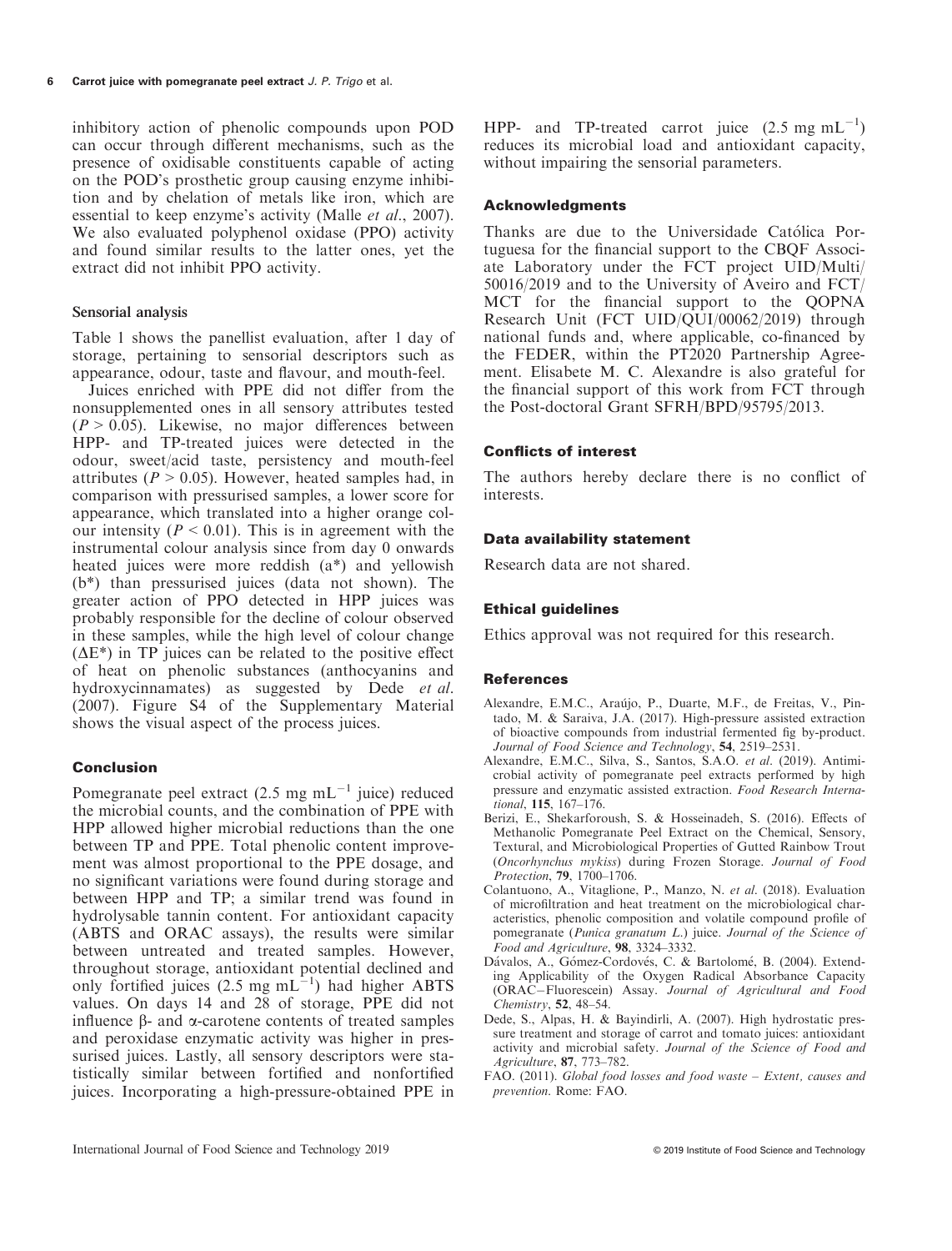inhibitory action of phenolic compounds upon POD can occur through different mechanisms, such as the presence of oxidisable constituents capable of acting on the POD's prosthetic group causing enzyme inhibition and by chelation of metals like iron, which are essential to keep enzyme's activity (Malle *et al.*, 2007). We also evaluated polyphenol oxidase (PPO) activity and found similar results to the latter ones, yet the extract did not inhibit PPO activity.

### Sensorial analysis

Table 1 shows the panellist evaluation, after 1 day of storage, pertaining to sensorial descriptors such as appearance, odour, taste and flavour, and mouth-feel.

Juices enriched with PPE did not differ from the nonsupplemented ones in all sensory attributes tested ($P > 0.05$). Likewise, no major differences between HPP- and TP-treated juices were detected in the odour, sweet/acid taste, persistency and mouth-feel attributes ($P > 0.05$). However, heated samples had, in comparison with pressurised samples, a lower score for appearance, which translated into a higher orange colour intensity ($P < 0.01$). This is in agreement with the instrumental colour analysis since from day 0 onwards heated juices were more reddish (a*) and yellowish (b*) than pressurised juices (data not shown). The greater action of PPO detected in HPP juices was probably responsible for the decline of colour observed in these samples, while the high level of colour change ($\Delta E^*$) in TP juices can be related to the positive effect of heat on phenolic substances (anthocyanins and hydroxycinnamates) as suggested by Dede *et al.* (2007). Figure S4 of the Supplementary Material shows the visual aspect of the process juices.

## Conclusion

Pomegranate peel extract (2.5 mg $mL^{-1}$ juice) reduced the microbial counts, and the combination of PPE with HPP allowed higher microbial reductions than the one between TP and PPE. Total phenolic content improvement was almost proportional to the PPE dosage, and no significant variations were found during storage and between HPP and TP; a similar trend was found in hydrolysable tannin content. For antioxidant capacity (ABTS and ORAC assays), the results were similar between untreated and treated samples. However, throughout storage, antioxidant potential declined and only fortified juices (2.5 mg $mL^{-1}$) had higher ABTS values. On days 14 and 28 of storage, PPE did not influence β- and α-carotene contents of treated samples and peroxidase enzymatic activity was higher in pressurised juices. Lastly, all sensory descriptors were statistically similar between fortified and nonfortified juices. Incorporating a high-pressure-obtained PPE in HPP- and TP-treated carrot juice (2.5 mg $mL^{-1}$) reduces its microbial load and antioxidant capacity, without impairing the sensorial parameters.

## Acknowledgments

Thanks are due to the Universidade Católica Portuguesa for the financial support to the CBQF Associate Laboratory under the FCT project UID/Multi/50016/2019 and to the University of Aveiro and FCT/MCT for the financial support to the QOPNA Research Unit (FCT UID/QUI/00062/2019) through national funds and, where applicable, co-financed by the FEDER, within the PT2020 Partnership Agreement. Elisabete M. C. Alexandre is also grateful for the financial support of this work from FCT through the Post-doctoral Grant SFRH/BPD/95795/2013.

## Conflicts of interest

The authors hereby declare there is no conflict of interests.

## Data availability statement

Research data are not shared.

## Ethical guidelines

Ethics approval was not required for this research.

## References

Alexandre, E.M.C., Araújo, P., Duarte, M.F., de Freitas, V., Pintado, M. & Saraiva, J.A. (2017). High-pressure assisted extraction of bioactive compounds from industrial fermented fig by-product. *Journal of Food Science and Technology*, **54**, 2519–2531.

Alexandre, E.M.C., Silva, S., Santos, S.A.O. *et al.* (2019). Antimicrobial activity of pomegranate peel extracts performed by high pressure and enzymatic assisted extraction. *Food Research International*, **115**, 167–176.

Berizi, E., Shekarforoush, S. & Hosseinadeh, S. (2016). Effects of Methanolic Pomegranate Peel Extract on the Chemical, Sensory, Textural, and Microbiological Properties of Gutted Rainbow Trout (*Oncorhynchus mykiss*) during Frozen Storage. *Journal of Food Protection*, **79**, 1700–1706.

Colantuono, A., Vitaglione, P., Manzo, N. *et al.* (2018). Evaluation of microfiltration and heat treatment on the microbiological characteristics, phenolic composition and volatile compound profile of pomegranate (*Punica granatum L.*) juice. *Journal of the Science of Food and Agriculture*, **98**, 3324–3332.

Dávalos, A., Gómez-Cordovés, C. & Bartolomé, B. (2004). Extending Applicability of the Oxygen Radical Absorbance Capacity (ORAC−Fluorescein) Assay. *Journal of Agricultural and Food Chemistry*, **52**, 48–54.

Dede, S., Alpas, H. & Bayindirli, A. (2007). High hydrostatic pressure treatment and storage of carrot and tomato juices: antioxidant activity and microbial safety. *Journal of the Science of Food and Agriculture*, **87**, 773–782.

FAO. (2011). *Global food losses and food waste – Extent, causes and prevention*. Rome: FAO.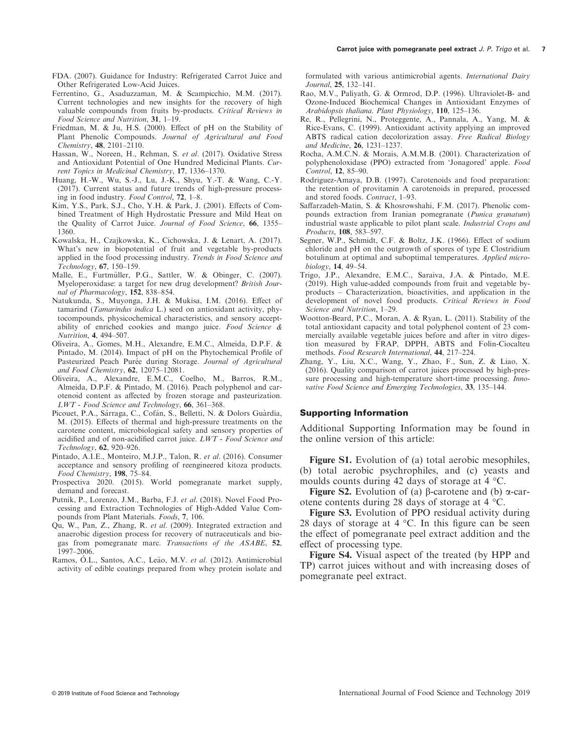FDA. (2007). Guidance for Industry: Refrigerated Carrot Juice and Other Refrigerated Low-Acid Juices.

Ferrentino, G., Asaduzzaman, M. & Scampicchio, M.M. (2017). Current technologies and new insights for the recovery of high valuable compounds from fruits by-products. *Critical Reviews in Food Science and Nutrition*, **31**, 1–19.

Friedman, M. & Ju, H.S. (2000). Effect of pH on the Stability of Plant Phenolic Compounds. *Journal of Agricultural and Food Chemistry*, **48**, 2101–2110.

Hassan, W., Noreen, H., Rehman, S. *et al*. (2017). Oxidative Stress and Antioxidant Potential of One Hundred Medicinal Plants. *Current Topics in Medicinal Chemistry*, **17**, 1336–1370.

Huang, H.-W., Wu, S.-J., Lu, J.-K., Shyu, Y.-T. & Wang, C.-Y. (2017). Current status and future trends of high-pressure processing in food industry. *Food Control*, **72**, 1–8.

Kim, Y.S., Park, S.J., Cho, Y.H. & Park, J. (2001). Effects of Combined Treatment of High Hydrostatic Pressure and Mild Heat on the Quality of Carrot Juice. *Journal of Food Science*, **66**, 1355–1360.

Kowalska, H., Czajkowska, K., Cichowska, J. & Lenart, A. (2017). What's new in biopotential of fruit and vegetable by-products applied in the food processing industry. *Trends in Food Science and Technology*, **67**, 150–159.

Malle, E., Furtmüller, P.G., Sattler, W. & Obinger, C. (2007). Myeloperoxidase: a target for new drug development? *British Journal of Pharmacology*, **152**, 838–854.

Natukunda, S., Muyonga, J.H. & Mukisa, I.M. (2016). Effect of tamarind (*Tamarindus indica* L.) seed on antioxidant activity, phytocompounds, physicochemical characteristics, and sensory acceptability of enriched cookies and mango juice. *Food Science & Nutrition*, **4**, 494–507.

Oliveira, A., Gomes, M.H., Alexandre, E.M.C., Almeida, D.P.F. & Pintado, M. (2014). Impact of pH on the Phytochemical Profile of Pasteurized Peach Purée during Storage. *Journal of Agricultural and Food Chemistry*, **62**, 12075–12081.

Oliveira, A., Alexandre, E.M.C., Coelho, M., Barros, R.M., Almeida, D.P.F. & Pintado, M. (2016). Peach polyphenol and carotenoid content as affected by frozen storage and pasteurization. *LWT - Food Science and Technology*, **66**, 361–368.

Picouet, P.A., Sárraga, C., Cofán, S., Belletti, N. & Dolors Guàrdia, M. (2015). Effects of thermal and high-pressure treatments on the carotene content, microbiological safety and sensory properties of acidified and of non-acidified carrot juice. *LWT - Food Science and Technology*, **62**, 920–926.

Pintado, A.I.E., Monteiro, M.J.P., Talon, R. *et al*. (2016). Consumer acceptance and sensory profiling of reengineered kitoza products. *Food Chemistry*, **198**, 75–84.

Prospectiva 2020. (2015). World pomegranate market supply, demand and forecast.

Putnik, P., Lorenzo, J.M., Barba, F.J. *et al*. (2018). Novel Food Processing and Extraction Technologies of High-Added Value Compounds from Plant Materials. *Foods*, **7**, 106.

Qu, W., Pan, Z., Zhang, R. *et al*. (2009). Integrated extraction and anaerobic digestion process for recovery of nutraceuticals and biogas from pomegranate marc. *Transactions of the ASABE*, **52**, 1997–2006.

Ramos, Ó.L., Santos, A.C., Leão, M.V. *et al*. (2012). Antimicrobial activity of edible coatings prepared from whey protein isolate and formulated with various antimicrobial agents. *International Dairy Journal*, **25**, 132–141.

Rao, M.V., Paliyath, G. & Ormrod, D.P. (1996). Ultraviolet-B- and Ozone-Induced Biochemical Changes in Antioxidant Enzymes of *Arabidopsis thaliana*. *Plant Physiology*, **110**, 125–136.

Re, R., Pellegrini, N., Proteggente, A., Pannala, A., Yang, M. & Rice-Evans, C. (1999). Antioxidant activity applying an improved ABTS radical cation decolorization assay. *Free Radical Biology and Medicine*, **26**, 1231–1237.

Rocha, A.M.C.N. & Morais, A.M.M.B. (2001). Characterization of polyphenoloxidase (PPO) extracted from 'Jonagored' apple. *Food Control*, **12**, 85–90.

Rodriguez-Amaya, D.B. (1997). Carotenoids and food preparation: the retention of provitamin A carotenoids in prepared, processed and stored foods. *Contract*, 1–93.

Saffarzadeh-Matin, S. & Khosrowshahi, F.M. (2017). Phenolic compounds extraction from Iranian pomegranate (*Punica granatum*) industrial waste applicable to pilot plant scale. *Industrial Crops and Products*, **108**, 583–597.

Segner, W.P., Schmidt, C.F. & Boltz, J.K. (1966). Effect of sodium chloride and pH on the outgrowth of spores of type E Clostridium botulinum at optimal and suboptimal temperatures. *Applied microbiology*, **14**, 49–54.

Trigo, J.P., Alexandre, E.M.C., Saraiva, J.A. & Pintado, M.E. (2019). High value-added compounds from fruit and vegetable by-products – Characterization, bioactivities, and application in the development of novel food products. *Critical Reviews in Food Science and Nutrition*, 1–29.

Wootton-Beard, P.C., Moran, A. & Ryan, L. (2011). Stability of the total antioxidant capacity and total polyphenol content of 23 commercially available vegetable juices before and after in vitro digestion measured by FRAP, DPPH, ABTS and Folin-Ciocalteu methods. *Food Research International*, **44**, 217–224.

Zhang, Y., Liu, X.C., Wang, Y., Zhao, F., Sun, Z. & Liao, X. (2016). Quality comparison of carrot juices processed by high-pressure processing and high-temperature short-time processing. *Innovative Food Science and Emerging Technologies*, **33**, 135–144.

## Supporting Information

Additional Supporting Information may be found in the online version of this article:

**Figure S1.** Evolution of (a) total aerobic mesophiles, (b) total aerobic psychrophiles, and (c) yeasts and moulds counts during 42 days of storage at 4 °C.

**Figure S2.** Evolution of (a) β-carotene and (b) α-carotene contents during 28 days of storage at 4 °C.

**Figure S3.** Evolution of PPO residual activity during 28 days of storage at 4 °C. In this figure can be seen the effect of pomegranate peel extract addition and the effect of processing type.

**Figure S4.** Visual aspect of the treated (by HPP and TP) carrot juices without and with increasing doses of pomegranate peel extract.